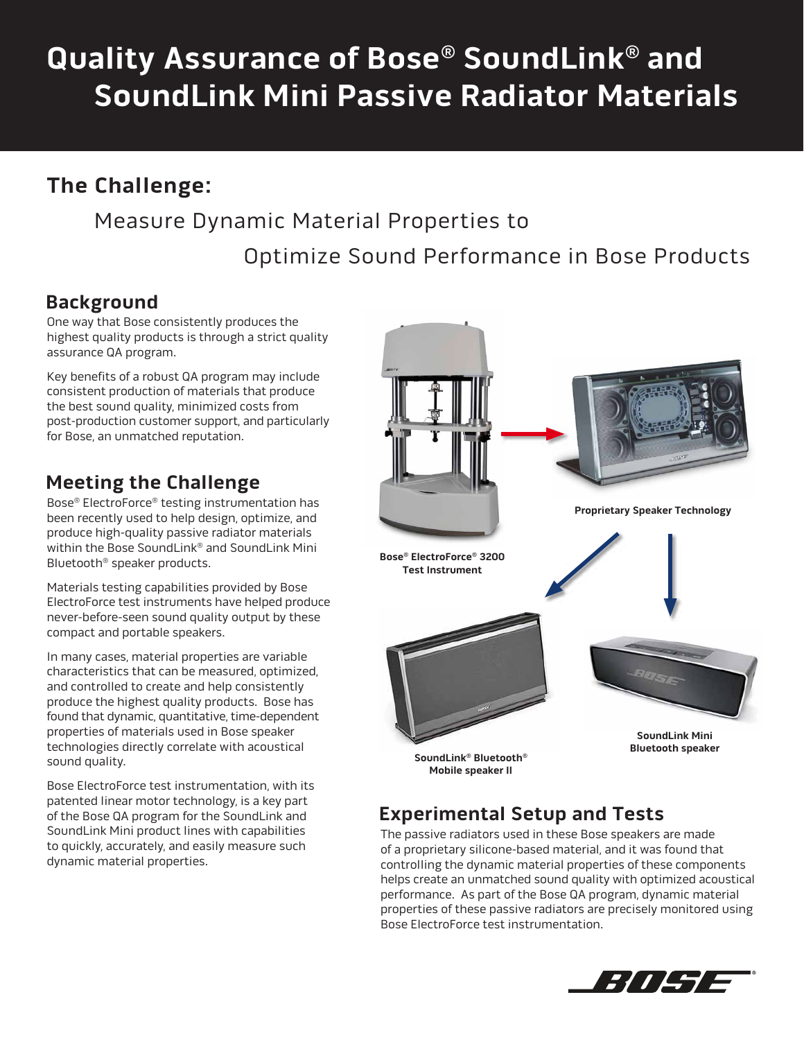# Quality Assurance of Bose® SoundLink® and SoundLink Mini Passive Radiator Materials

## The Challenge:

Measure Dynamic Material Properties to Optimize Sound Performance in Bose Products

### Background

One way that Bose consistently produces the highest quality products is through a strict quality assurance QA program.

Key benefits of a robust QA program may include consistent production of materials that produce the best sound quality, minimized costs from post-production customer support, and particularly for Bose, an unmatched reputation.

### Meeting the Challenge

Bose® ElectroForce® testing instrumentation has been recently used to help design, optimize, and produce high-quality passive radiator materials within the Bose SoundLink® and SoundLink Mini Bluetooth® speaker products.

Materials testing capabilities provided by Bose ElectroForce test instruments have helped produce never-before-seen sound quality output by these compact and portable speakers.

In many cases, material properties are variable characteristics that can be measured, optimized, and controlled to create and help consistently produce the highest quality products. Bose has found that dynamic, quantitative, time-dependent properties of materials used in Bose speaker technologies directly correlate with acoustical sound quality.

Bose ElectroForce test instrumentation, with its patented linear motor technology, is a key part of the Bose QA program for the SoundLink and SoundLink Mini product lines with capabilities to quickly, accurately, and easily measure such dynamic material properties.

**Bose® ElectroForce® 3200 Test Instrument**

**Proprietary Speaker Technology**

**SoundLink® Bluetooth® Mobile speaker II**

**SoundLink Mini Bluetooth speaker**

### Experimental Setup and Tests

The passive radiators used in these Bose speakers are made of a proprietary silicone-based material, and it was found that controlling the dynamic material properties of these components helps create an unmatched sound quality with optimized acoustical performance. As part of the Bose QA program, dynamic material properties of these passive radiators are precisely monitored using Bose ElectroForce test instrumentation.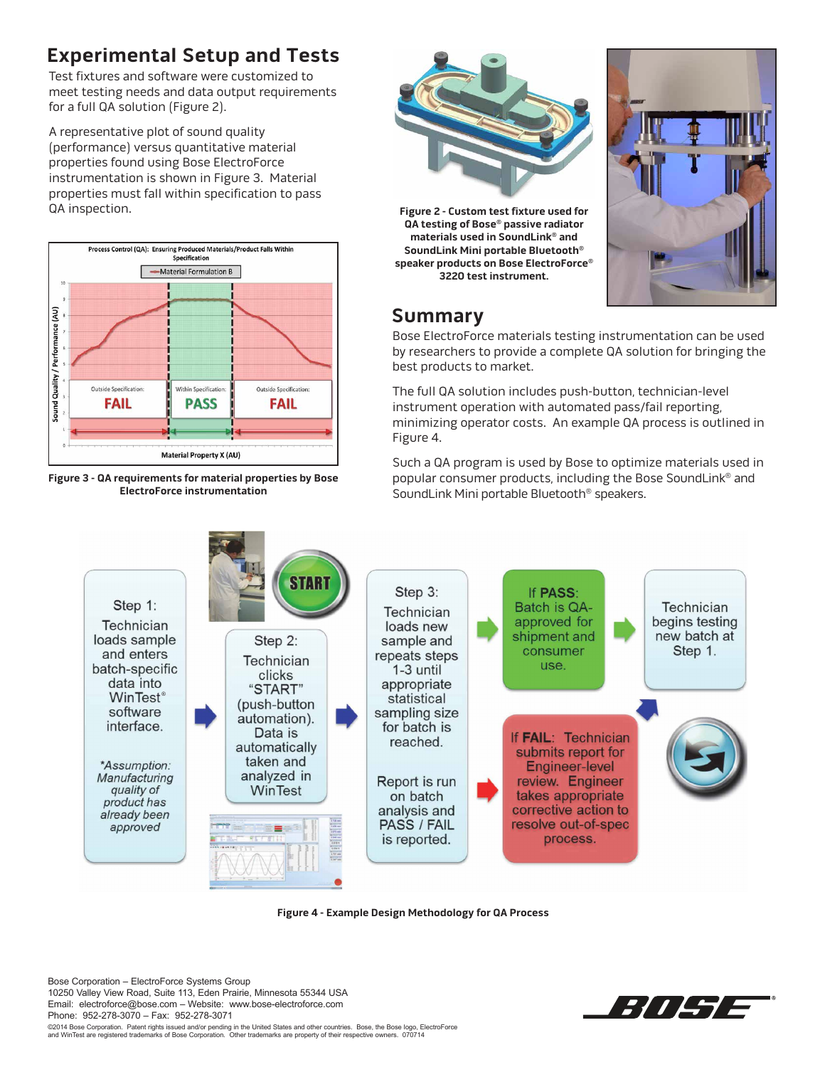## Experimental Setup and Tests

Test fixtures and software were customized to meet testing needs and data output requirements for a full QA solution (Figure 2).

A representative plot of sound quality (performance) versus quantitative material properties found using Bose ElectroForce instrumentation is shown in Figure 3. Material properties must fall within specification to pass QA inspection.

Process Control (QA): Ensuring Produced Materials/Product Falls Within Specification

Material Formulation B

Sound Quality / Performance (AU)

0
1
2
3
4
5
6
7
8
9
10

Outside Specification: FAIL

Within Specification: PASS

Outside Specification: FAIL

Material Property X (AU)

**Figure 3 - QA requirements for material properties by Bose ElectroForce instrumentation**

**Figure 2 - Custom test fixture used for QA testing of Bose® passive radiator materials used in SoundLink® and SoundLink Mini portable Bluetooth® speaker products on Bose ElectroForce® 3220 test instrument.**

## Summary

Bose ElectroForce materials testing instrumentation can be used by researchers to provide a complete QA solution for bringing the best products to market.

The full QA solution includes push-button, technician-level instrument operation with automated pass/fail reporting, minimizing operator costs. An example QA process is outlined in Figure 4.

Such a QA program is used by Bose to optimize materials used in popular consumer products, including the Bose SoundLink® and SoundLink Mini portable Bluetooth® speakers.

Step 1: Technician loads sample and enters batch-specific data into WinTest® software interface.

*Assumption: Manufacturing quality of product has already been approved*

START

Step 2: Technician clicks "START" (push-button automation). Data is automatically taken and analyzed in WinTest

Step 3: Technician loads new sample and repeats steps 1-3 until appropriate statistical sampling size for batch is reached.

Report is run on batch analysis and PASS / FAIL is reported.

If **PASS**: Batch is QA-approved for shipment and consumer use.

Technician begins testing new batch at Step 1.

If **FAIL**: Technician submits report for Engineer-level review. Engineer takes appropriate corrective action to resolve out-of-spec process.

**Figure 4 - Example Design Methodology for QA Process**

Bose Corporation – ElectroForce Systems Group
10250 Valley View Road, Suite 113, Eden Prairie, Minnesota 55344 USA
Email: electroforce@bose.com – Website: www.bose-electroforce.com
Phone: 952-278-3070 – Fax: 952-278-3071

©2014 Bose Corporation. Patent rights issued and/or pending in the United States and other countries. Bose, the Bose logo, ElectroForce and WinTest are registered trademarks of Bose Corporation. Other trademarks are property of their respective owners. 070714

BOSE®